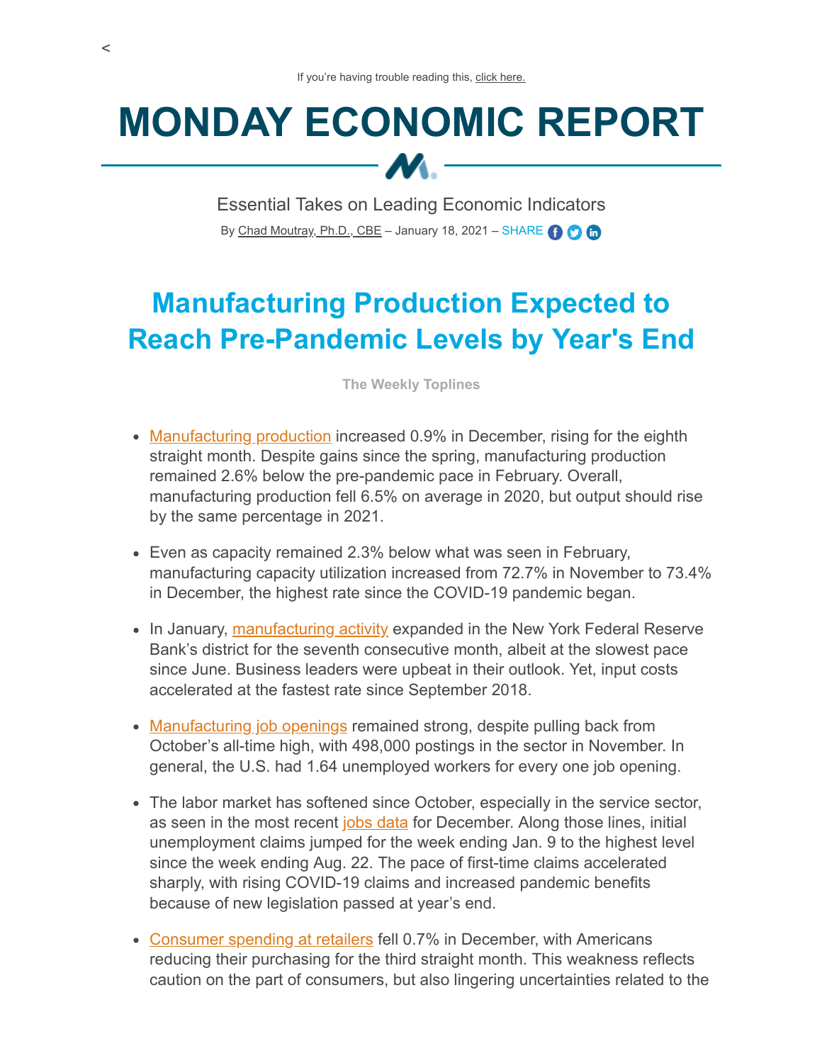<

If you're having trouble reading this, click here.

# MONDAY ECONOMIC REPORT

Essential Takes on Leading Economic Indicators

By Chad Moutray, Ph.D., CBE – January 18, 2021 – SHARE

## Manufacturing Production Expected to Reach Pre-Pandemic Levels by Year's End

**The Weekly Toplines**

- Manufacturing production increased 0.9% in December, rising for the eighth straight month. Despite gains since the spring, manufacturing production remained 2.6% below the pre-pandemic pace in February. Overall, manufacturing production fell 6.5% on average in 2020, but output should rise by the same percentage in 2021.
- Even as capacity remained 2.3% below what was seen in February, manufacturing capacity utilization increased from 72.7% in November to 73.4% in December, the highest rate since the COVID-19 pandemic began.
- In January, manufacturing activity expanded in the New York Federal Reserve Bank's district for the seventh consecutive month, albeit at the slowest pace since June. Business leaders were upbeat in their outlook. Yet, input costs accelerated at the fastest rate since September 2018.
- Manufacturing job openings remained strong, despite pulling back from October's all-time high, with 498,000 postings in the sector in November. In general, the U.S. had 1.64 unemployed workers for every one job opening.
- The labor market has softened since October, especially in the service sector, as seen in the most recent jobs data for December. Along those lines, initial unemployment claims jumped for the week ending Jan. 9 to the highest level since the week ending Aug. 22. The pace of first-time claims accelerated sharply, with rising COVID-19 claims and increased pandemic benefits because of new legislation passed at year's end.
- Consumer spending at retailers fell 0.7% in December, with Americans reducing their purchasing for the third straight month. This weakness reflects caution on the part of consumers, but also lingering uncertainties related to the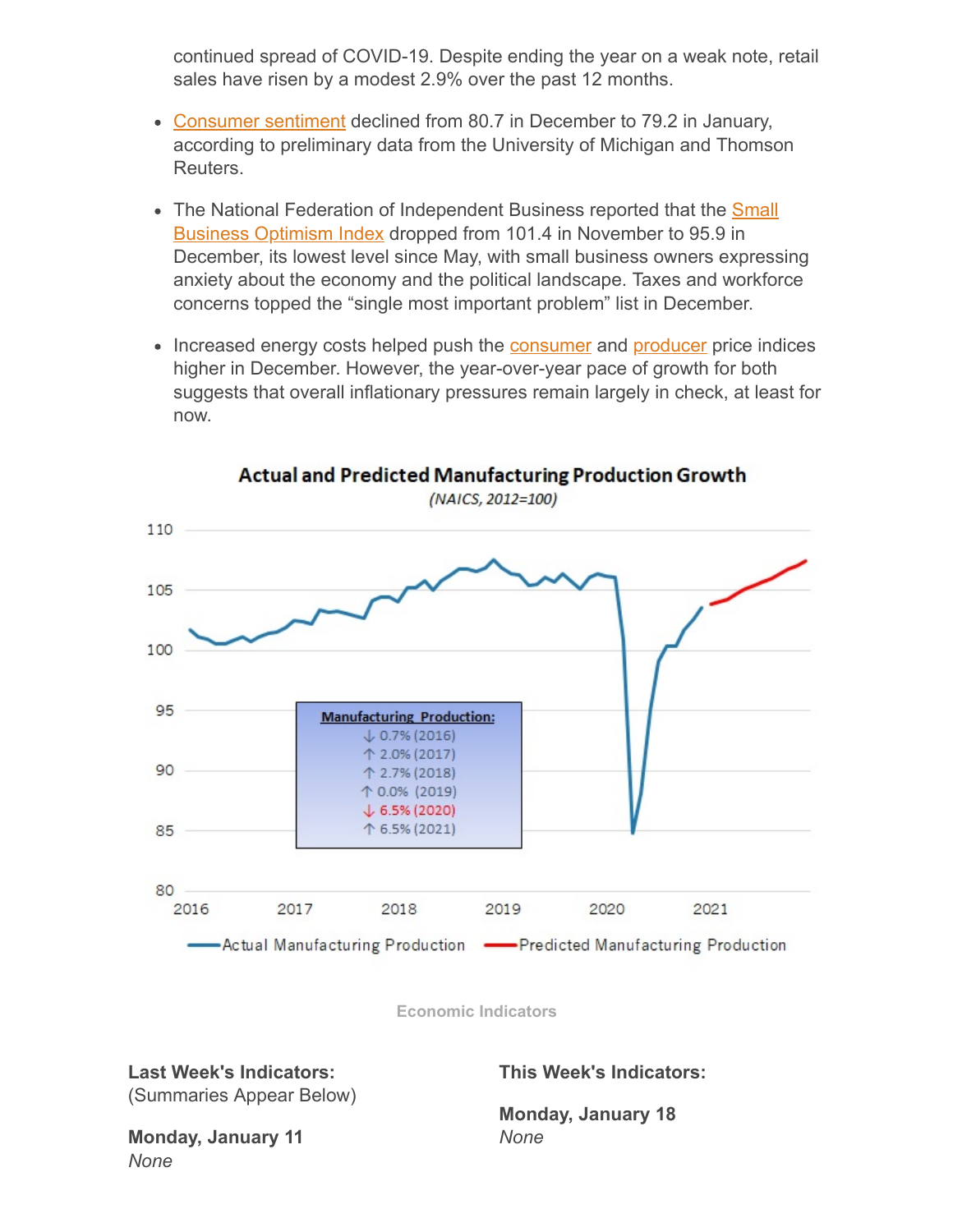continued spread of COVID-19. Despite ending the year on a weak note, retail sales have risen by a modest 2.9% over the past 12 months.

- Consumer sentiment declined from 80.7 in December to 79.2 in January, according to preliminary data from the University of Michigan and Thomson Reuters.
- The National Federation of Independent Business reported that the Small Business Optimism Index dropped from 101.4 in November to 95.9 in December, its lowest level since May, with small business owners expressing anxiety about the economy and the political landscape. Taxes and workforce concerns topped the "single most important problem" list in December.
- Increased energy costs helped push the consumer and producer price indices higher in December. However, the year-over-year pace of growth for both suggests that overall inflationary pressures remain largely in check, at least for now.

**Actual and Predicted Manufacturing Production Growth**

*(NAICS, 2012=100)*

**Manufacturing Production:**
- ↓ 0.7% (2016)
- ↑ 2.0% (2017)
- ↑ 2.7% (2018)
- ↑ 0.0% (2019)
- ↓ 6.5% (2020)
- ↑ 6.5% (2021)

Actual Manufacturing Production — Predicted Manufacturing Production

Economic Indicators

**Last Week's Indicators:**
(Summaries Appear Below)

**Monday, January 11**
*None*

**This Week's Indicators:**

**Monday, January 18**
*None*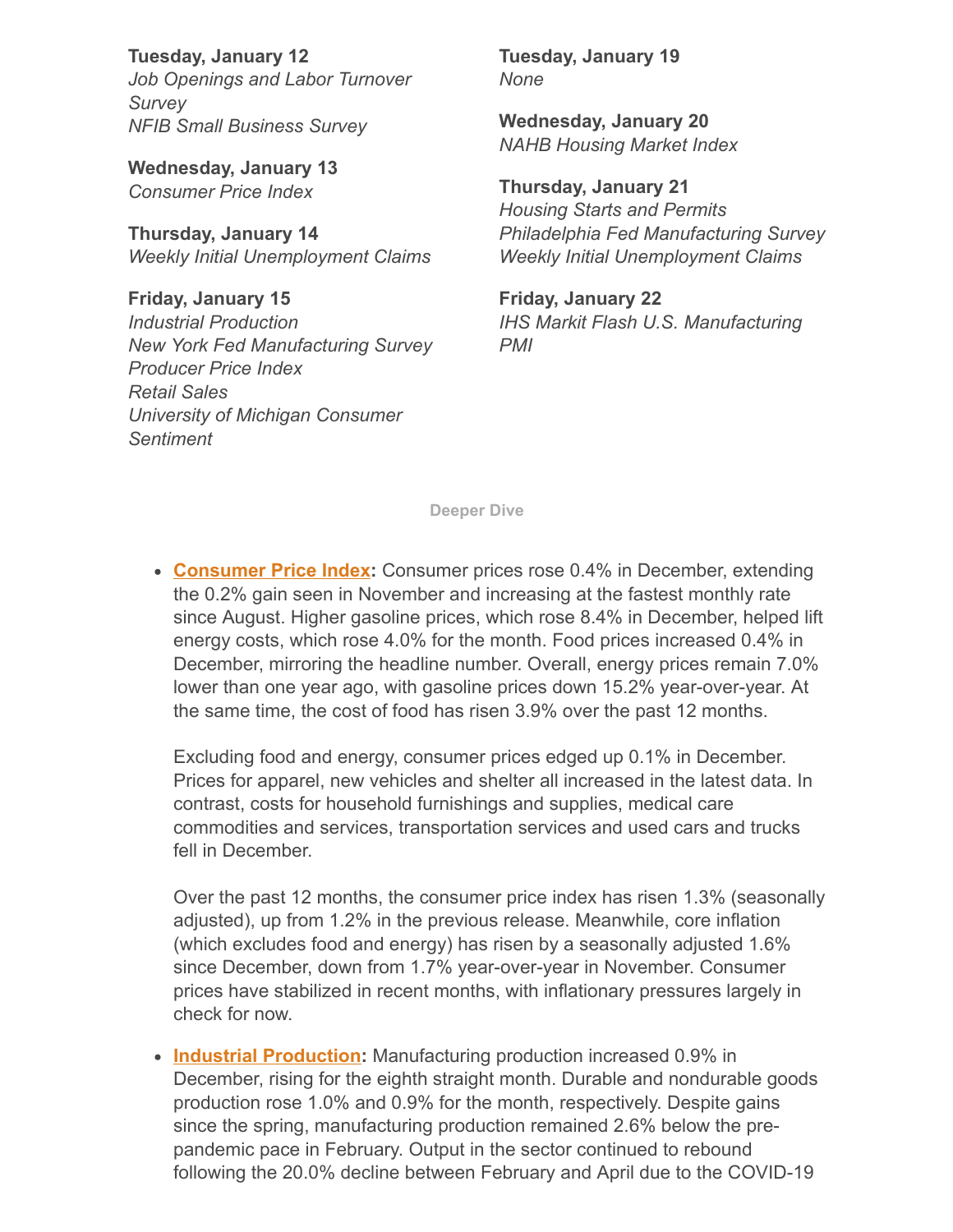**Tuesday, January 12**
*Job Openings and Labor Turnover Survey*
*NFIB Small Business Survey*

**Wednesday, January 13**
*Consumer Price Index*

**Thursday, January 14**
*Weekly Initial Unemployment Claims*

**Friday, January 15**
*Industrial Production*
*New York Fed Manufacturing Survey*
*Producer Price Index*
*Retail Sales*
*University of Michigan Consumer Sentiment*

**Tuesday, January 19**
*None*

**Wednesday, January 20**
*NAHB Housing Market Index*

**Thursday, January 21**
*Housing Starts and Permits*
*Philadelphia Fed Manufacturing Survey*
*Weekly Initial Unemployment Claims*

**Friday, January 22**
*IHS Markit Flash U.S. Manufacturing PMI*

**Deeper Dive**

- **Consumer Price Index:** Consumer prices rose 0.4% in December, extending the 0.2% gain seen in November and increasing at the fastest monthly rate since August. Higher gasoline prices, which rose 8.4% in December, helped lift energy costs, which rose 4.0% for the month. Food prices increased 0.4% in December, mirroring the headline number. Overall, energy prices remain 7.0% lower than one year ago, with gasoline prices down 15.2% year-over-year. At the same time, the cost of food has risen 3.9% over the past 12 months.

  Excluding food and energy, consumer prices edged up 0.1% in December. Prices for apparel, new vehicles and shelter all increased in the latest data. In contrast, costs for household furnishings and supplies, medical care commodities and services, transportation services and used cars and trucks fell in December.

  Over the past 12 months, the consumer price index has risen 1.3% (seasonally adjusted), up from 1.2% in the previous release. Meanwhile, core inflation (which excludes food and energy) has risen by a seasonally adjusted 1.6% since December, down from 1.7% year-over-year in November. Consumer prices have stabilized in recent months, with inflationary pressures largely in check for now.

- **Industrial Production:** Manufacturing production increased 0.9% in December, rising for the eighth straight month. Durable and nondurable goods production rose 1.0% and 0.9% for the month, respectively. Despite gains since the spring, manufacturing production remained 2.6% below the pre-pandemic pace in February. Output in the sector continued to rebound following the 20.0% decline between February and April due to the COVID-19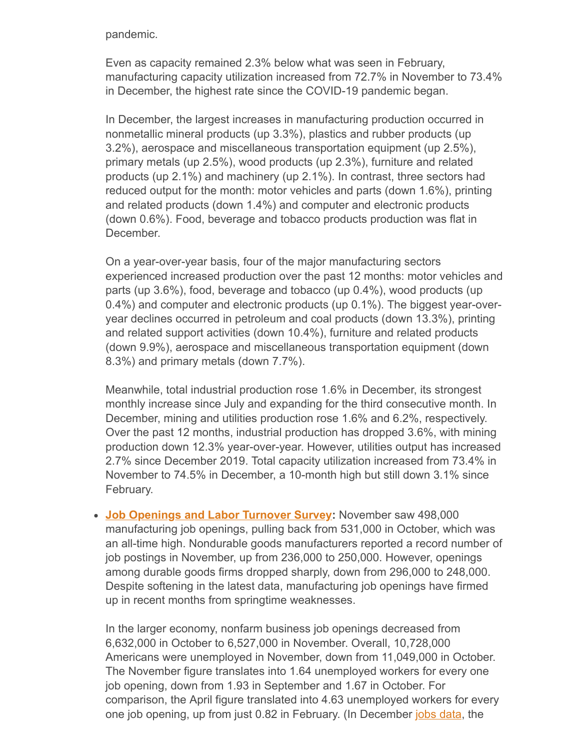pandemic.

Even as capacity remained 2.3% below what was seen in February, manufacturing capacity utilization increased from 72.7% in November to 73.4% in December, the highest rate since the COVID-19 pandemic began.

In December, the largest increases in manufacturing production occurred in nonmetallic mineral products (up 3.3%), plastics and rubber products (up 3.2%), aerospace and miscellaneous transportation equipment (up 2.5%), primary metals (up 2.5%), wood products (up 2.3%), furniture and related products (up 2.1%) and machinery (up 2.1%). In contrast, three sectors had reduced output for the month: motor vehicles and parts (down 1.6%), printing and related products (down 1.4%) and computer and electronic products (down 0.6%). Food, beverage and tobacco products production was flat in December.

On a year-over-year basis, four of the major manufacturing sectors experienced increased production over the past 12 months: motor vehicles and parts (up 3.6%), food, beverage and tobacco (up 0.4%), wood products (up 0.4%) and computer and electronic products (up 0.1%). The biggest year-over-year declines occurred in petroleum and coal products (down 13.3%), printing and related support activities (down 10.4%), furniture and related products (down 9.9%), aerospace and miscellaneous transportation equipment (down 8.3%) and primary metals (down 7.7%).

Meanwhile, total industrial production rose 1.6% in December, its strongest monthly increase since July and expanding for the third consecutive month. In December, mining and utilities production rose 1.6% and 6.2%, respectively. Over the past 12 months, industrial production has dropped 3.6%, with mining production down 12.3% year-over-year. However, utilities output has increased 2.7% since December 2019. Total capacity utilization increased from 73.4% in November to 74.5% in December, a 10-month high but still down 3.1% since February.

- **Job Openings and Labor Turnover Survey:** November saw 498,000 manufacturing job openings, pulling back from 531,000 in October, which was an all-time high. Nondurable goods manufacturers reported a record number of job postings in November, up from 236,000 to 250,000. However, openings among durable goods firms dropped sharply, down from 296,000 to 248,000. Despite softening in the latest data, manufacturing job openings have firmed up in recent months from springtime weaknesses.

  In the larger economy, nonfarm business job openings decreased from 6,632,000 in October to 6,527,000 in November. Overall, 10,728,000 Americans were unemployed in November, down from 11,049,000 in October. The November figure translates into 1.64 unemployed workers for every one job opening, down from 1.93 in September and 1.67 in October. For comparison, the April figure translated into 4.63 unemployed workers for every one job opening, up from just 0.82 in February. (In December jobs data, the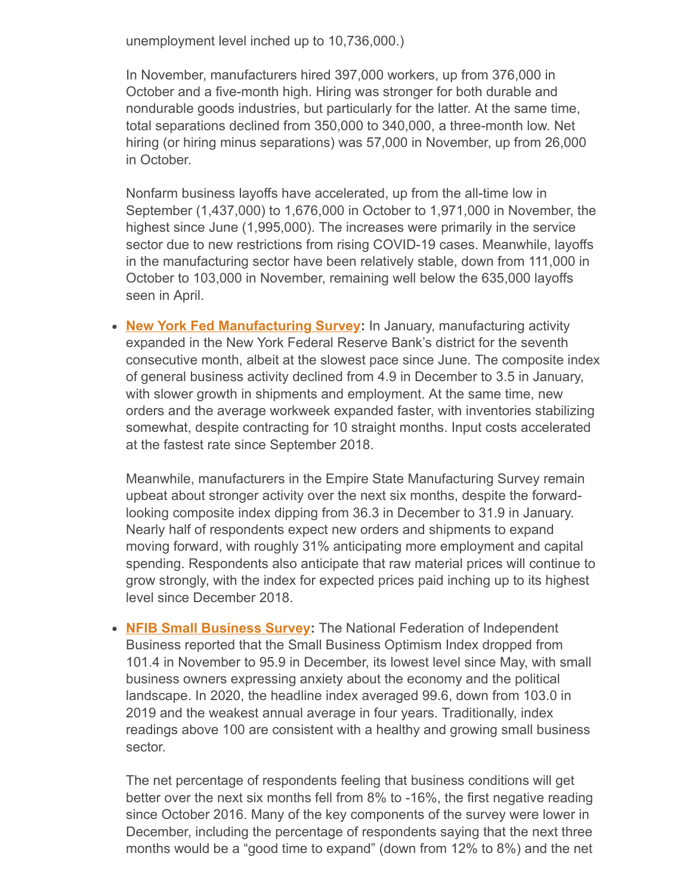unemployment level inched up to 10,736,000.)

In November, manufacturers hired 397,000 workers, up from 376,000 in October and a five-month high. Hiring was stronger for both durable and nondurable goods industries, but particularly for the latter. At the same time, total separations declined from 350,000 to 340,000, a three-month low. Net hiring (or hiring minus separations) was 57,000 in November, up from 26,000 in October.

Nonfarm business layoffs have accelerated, up from the all-time low in September (1,437,000) to 1,676,000 in October to 1,971,000 in November, the highest since June (1,995,000). The increases were primarily in the service sector due to new restrictions from rising COVID-19 cases. Meanwhile, layoffs in the manufacturing sector have been relatively stable, down from 111,000 in October to 103,000 in November, remaining well below the 635,000 layoffs seen in April.

- **New York Fed Manufacturing Survey:** In January, manufacturing activity expanded in the New York Federal Reserve Bank's district for the seventh consecutive month, albeit at the slowest pace since June. The composite index of general business activity declined from 4.9 in December to 3.5 in January, with slower growth in shipments and employment. At the same time, new orders and the average workweek expanded faster, with inventories stabilizing somewhat, despite contracting for 10 straight months. Input costs accelerated at the fastest rate since September 2018.

  Meanwhile, manufacturers in the Empire State Manufacturing Survey remain upbeat about stronger activity over the next six months, despite the forward-looking composite index dipping from 36.3 in December to 31.9 in January. Nearly half of respondents expect new orders and shipments to expand moving forward, with roughly 31% anticipating more employment and capital spending. Respondents also anticipate that raw material prices will continue to grow strongly, with the index for expected prices paid inching up to its highest level since December 2018.

- **NFIB Small Business Survey:** The National Federation of Independent Business reported that the Small Business Optimism Index dropped from 101.4 in November to 95.9 in December, its lowest level since May, with small business owners expressing anxiety about the economy and the political landscape. In 2020, the headline index averaged 99.6, down from 103.0 in 2019 and the weakest annual average in four years. Traditionally, index readings above 100 are consistent with a healthy and growing small business sector.

  The net percentage of respondents feeling that business conditions will get better over the next six months fell from 8% to -16%, the first negative reading since October 2016. Many of the key components of the survey were lower in December, including the percentage of respondents saying that the next three months would be a "good time to expand" (down from 12% to 8%) and the net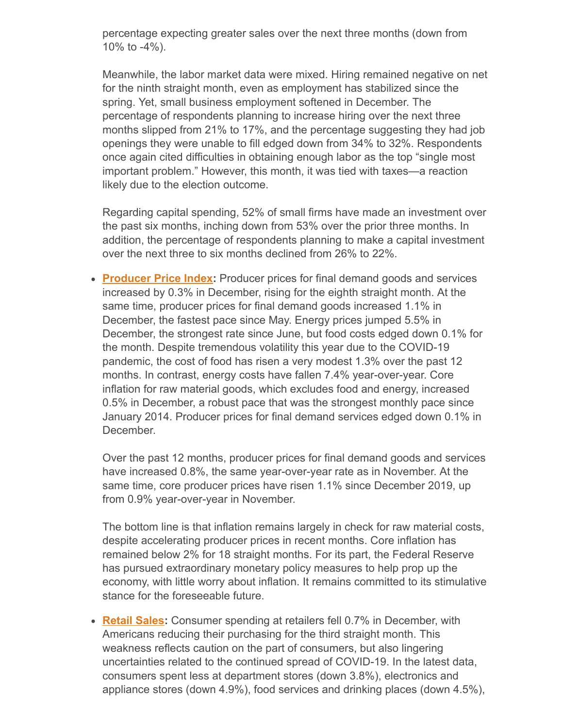percentage expecting greater sales over the next three months (down from 10% to -4%).

Meanwhile, the labor market data were mixed. Hiring remained negative on net for the ninth straight month, even as employment has stabilized since the spring. Yet, small business employment softened in December. The percentage of respondents planning to increase hiring over the next three months slipped from 21% to 17%, and the percentage suggesting they had job openings they were unable to fill edged down from 34% to 32%. Respondents once again cited difficulties in obtaining enough labor as the top "single most important problem." However, this month, it was tied with taxes—a reaction likely due to the election outcome.

Regarding capital spending, 52% of small firms have made an investment over the past six months, inching down from 53% over the prior three months. In addition, the percentage of respondents planning to make a capital investment over the next three to six months declined from 26% to 22%.

- **Producer Price Index:** Producer prices for final demand goods and services increased by 0.3% in December, rising for the eighth straight month. At the same time, producer prices for final demand goods increased 1.1% in December, the fastest pace since May. Energy prices jumped 5.5% in December, the strongest rate since June, but food costs edged down 0.1% for the month. Despite tremendous volatility this year due to the COVID-19 pandemic, the cost of food has risen a very modest 1.3% over the past 12 months. In contrast, energy costs have fallen 7.4% year-over-year. Core inflation for raw material goods, which excludes food and energy, increased 0.5% in December, a robust pace that was the strongest monthly pace since January 2014. Producer prices for final demand services edged down 0.1% in December.

  Over the past 12 months, producer prices for final demand goods and services have increased 0.8%, the same year-over-year rate as in November. At the same time, core producer prices have risen 1.1% since December 2019, up from 0.9% year-over-year in November.

  The bottom line is that inflation remains largely in check for raw material costs, despite accelerating producer prices in recent months. Core inflation has remained below 2% for 18 straight months. For its part, the Federal Reserve has pursued extraordinary monetary policy measures to help prop up the economy, with little worry about inflation. It remains committed to its stimulative stance for the foreseeable future.

- **Retail Sales:** Consumer spending at retailers fell 0.7% in December, with Americans reducing their purchasing for the third straight month. This weakness reflects caution on the part of consumers, but also lingering uncertainties related to the continued spread of COVID-19. In the latest data, consumers spent less at department stores (down 3.8%), electronics and appliance stores (down 4.9%), food services and drinking places (down 4.5%),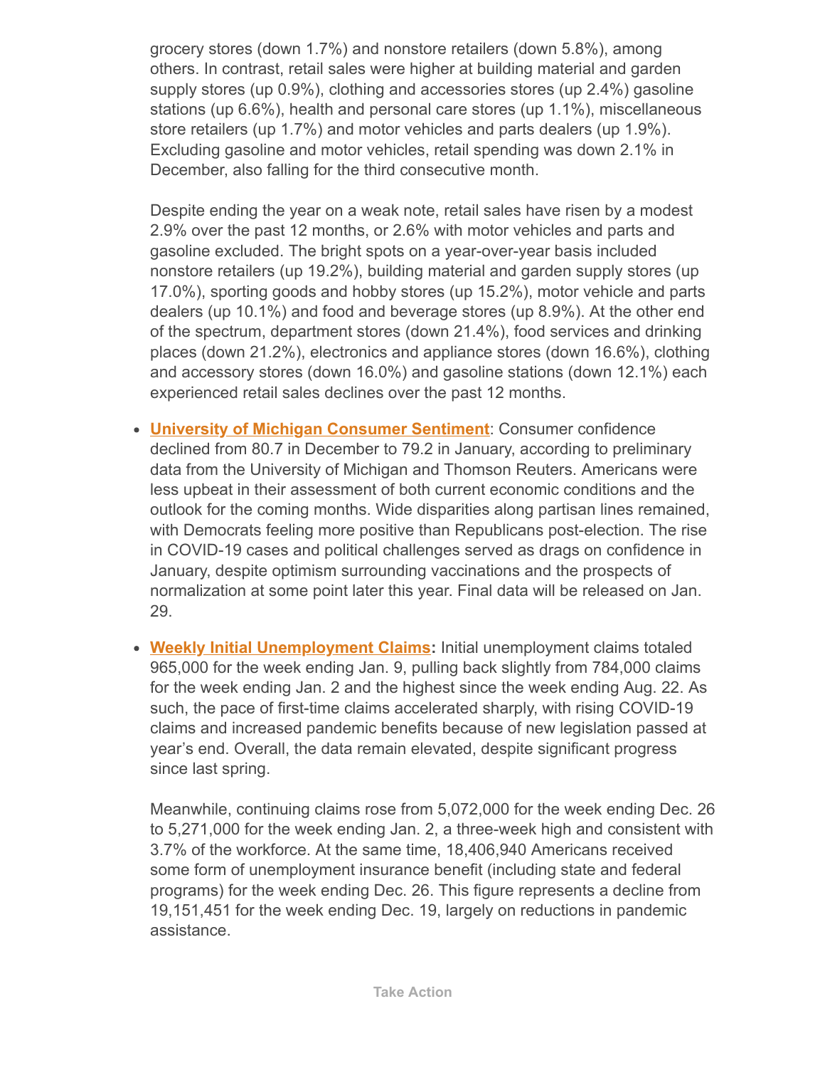grocery stores (down 1.7%) and nonstore retailers (down 5.8%), among others. In contrast, retail sales were higher at building material and garden supply stores (up 0.9%), clothing and accessories stores (up 2.4%) gasoline stations (up 6.6%), health and personal care stores (up 1.1%), miscellaneous store retailers (up 1.7%) and motor vehicles and parts dealers (up 1.9%). Excluding gasoline and motor vehicles, retail spending was down 2.1% in December, also falling for the third consecutive month.

Despite ending the year on a weak note, retail sales have risen by a modest 2.9% over the past 12 months, or 2.6% with motor vehicles and parts and gasoline excluded. The bright spots on a year-over-year basis included nonstore retailers (up 19.2%), building material and garden supply stores (up 17.0%), sporting goods and hobby stores (up 15.2%), motor vehicle and parts dealers (up 10.1%) and food and beverage stores (up 8.9%). At the other end of the spectrum, department stores (down 21.4%), food services and drinking places (down 21.2%), electronics and appliance stores (down 16.6%), clothing and accessory stores (down 16.0%) and gasoline stations (down 12.1%) each experienced retail sales declines over the past 12 months.

- **University of Michigan Consumer Sentiment**: Consumer confidence declined from 80.7 in December to 79.2 in January, according to preliminary data from the University of Michigan and Thomson Reuters. Americans were less upbeat in their assessment of both current economic conditions and the outlook for the coming months. Wide disparities along partisan lines remained, with Democrats feeling more positive than Republicans post-election. The rise in COVID-19 cases and political challenges served as drags on confidence in January, despite optimism surrounding vaccinations and the prospects of normalization at some point later this year. Final data will be released on Jan. 29.

- **Weekly Initial Unemployment Claims:** Initial unemployment claims totaled 965,000 for the week ending Jan. 9, pulling back slightly from 784,000 claims for the week ending Jan. 2 and the highest since the week ending Aug. 22. As such, the pace of first-time claims accelerated sharply, with rising COVID-19 claims and increased pandemic benefits because of new legislation passed at year's end. Overall, the data remain elevated, despite significant progress since last spring.

  Meanwhile, continuing claims rose from 5,072,000 for the week ending Dec. 26 to 5,271,000 for the week ending Jan. 2, a three-week high and consistent with 3.7% of the workforce. At the same time, 18,406,940 Americans received some form of unemployment insurance benefit (including state and federal programs) for the week ending Dec. 26. This figure represents a decline from 19,151,451 for the week ending Dec. 19, largely on reductions in pandemic assistance.

**Take Action**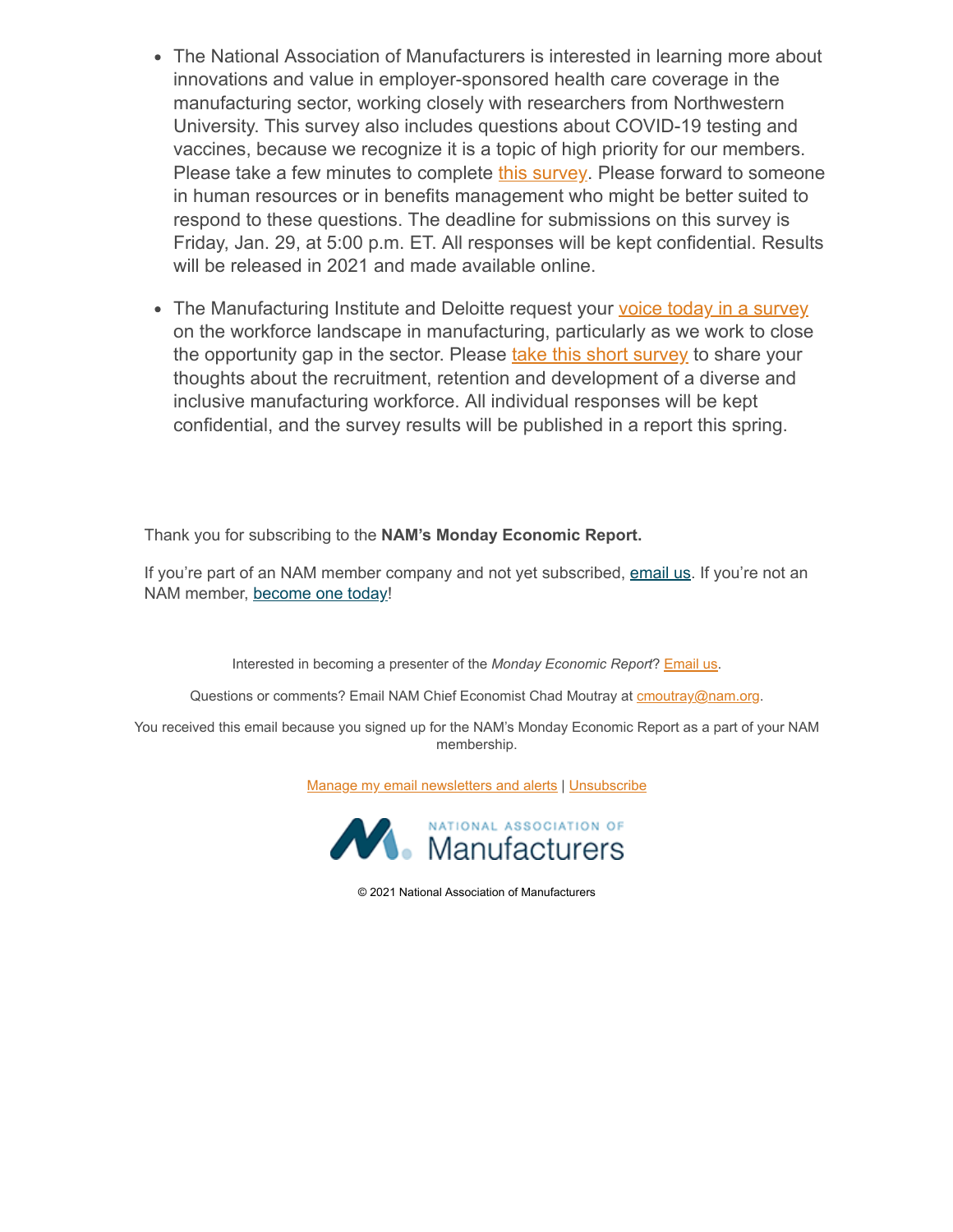- The National Association of Manufacturers is interested in learning more about innovations and value in employer-sponsored health care coverage in the manufacturing sector, working closely with researchers from Northwestern University. This survey also includes questions about COVID-19 testing and vaccines, because we recognize it is a topic of high priority for our members. Please take a few minutes to complete this survey. Please forward to someone in human resources or in benefits management who might be better suited to respond to these questions. The deadline for submissions on this survey is Friday, Jan. 29, at 5:00 p.m. ET. All responses will be kept confidential. Results will be released in 2021 and made available online.

- The Manufacturing Institute and Deloitte request your voice today in a survey on the workforce landscape in manufacturing, particularly as we work to close the opportunity gap in the sector. Please take this short survey to share your thoughts about the recruitment, retention and development of a diverse and inclusive manufacturing workforce. All individual responses will be kept confidential, and the survey results will be published in a report this spring.

Thank you for subscribing to the **NAM's Monday Economic Report.**

If you're part of an NAM member company and not yet subscribed, email us. If you're not an NAM member, become one today!

Interested in becoming a presenter of the *Monday Economic Report*? Email us.

Questions or comments? Email NAM Chief Economist Chad Moutray at cmoutray@nam.org.

You received this email because you signed up for the NAM's Monday Economic Report as a part of your NAM membership.

Manage my email newsletters and alerts | Unsubscribe

NATIONAL ASSOCIATION OF Manufacturers

© 2021 National Association of Manufacturers